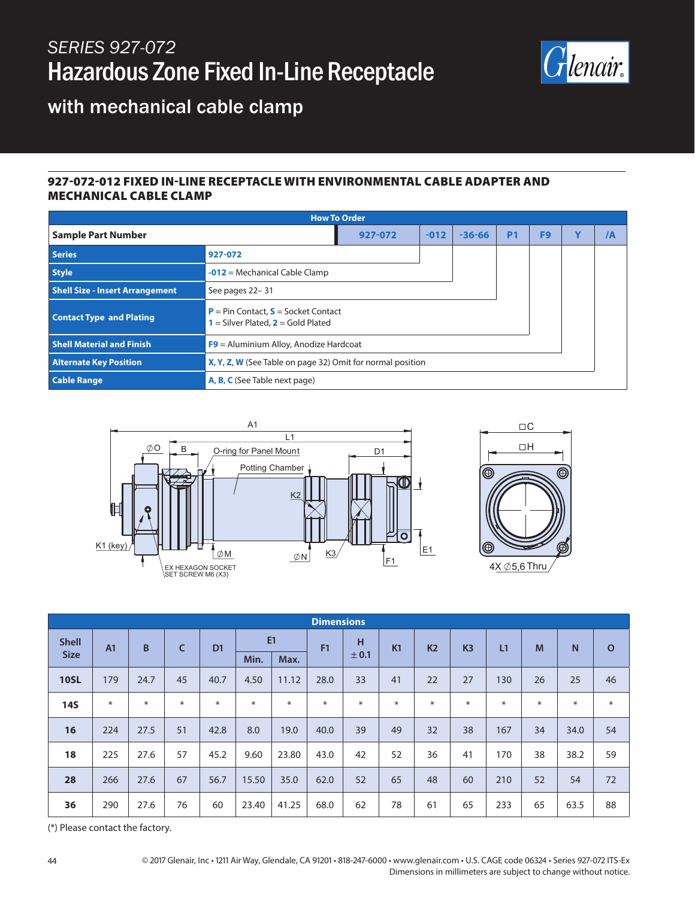# SERIES 927-072

# Hazardous Zone Fixed In-Line Receptacle

## with mechanical cable clamp

### 927-072-012 FIXED IN-LINE RECEPTACLE WITH ENVIRONMENTAL CABLE ADAPTER AND MECHANICAL CABLE CLAMP

| How To Order | | | | | | | | |
|---|---|---|---|---|---|---|---|---|
| **Sample Part Number** | | **927-072** | **-012** | **-36-66** | **P1** | **F9** | **Y** | **/A** |
| **Series** | **927-072** | | | | | | | |
| **Style** | **-012** = Mechanical Cable Clamp | | | | | | | |
| **Shell Size - Insert Arrangement** | See pages 22– 31 | | | | | | | |
| **Contact Type and Plating** | **P** = Pin Contact, **S** = Socket Contact<br>**1** = Silver Plated, **2** = Gold Plated | | | | | | | |
| **Shell Material and Finish** | **F9** = Aluminium Alloy, Anodize Hardcoat | | | | | | | |
| **Alternate Key Position** | **X**, **Y**, **Z**, **W** (See Table on page 32) Omit for normal position | | | | | | | |
| **Cable Range** | **A**, **B**, **C** (See Table next page) | | | | | | | |

| Shell Size | A1 | B | C | D1 | E1 Min. | E1 Max. | F1 | H ± 0.1 | K1 | K2 | K3 | L1 | M | N | O |
|---|---|---|---|---|---|---|---|---|---|---|---|---|---|---|---|
| **10SL** | 179 | 24.7 | 45 | 40.7 | 4.50 | 11.12 | 28.0 | 33 | 41 | 22 | 27 | 130 | 26 | 25 | 46 |
| **14S** | * | * | * | * | * | * | * | * | * | * | * | * | * | * | * |
| **16** | 224 | 27.5 | 51 | 42.8 | 8.0 | 19.0 | 40.0 | 39 | 49 | 32 | 38 | 167 | 34 | 34.0 | 54 |
| **18** | 225 | 27.6 | 57 | 45.2 | 9.60 | 23.80 | 43.0 | 42 | 52 | 36 | 41 | 170 | 38 | 38.2 | 59 |
| **28** | 266 | 27.6 | 67 | 56.7 | 15.50 | 35.0 | 62.0 | 52 | 65 | 48 | 60 | 210 | 52 | 54 | 72 |
| **36** | 290 | 27.6 | 76 | 60 | 23.40 | 41.25 | 68.0 | 62 | 78 | 61 | 65 | 233 | 65 | 63.5 | 88 |

(*) Please contact the factory.

© 2017 Glenair, Inc • 1211 Air Way, Glendale, CA 91201 • 818-247-6000 • www.glenair.com • U.S. CAGE code 06324 • Series 927-072 ITS-Ex
Dimensions in millimeters are subject to change without notice.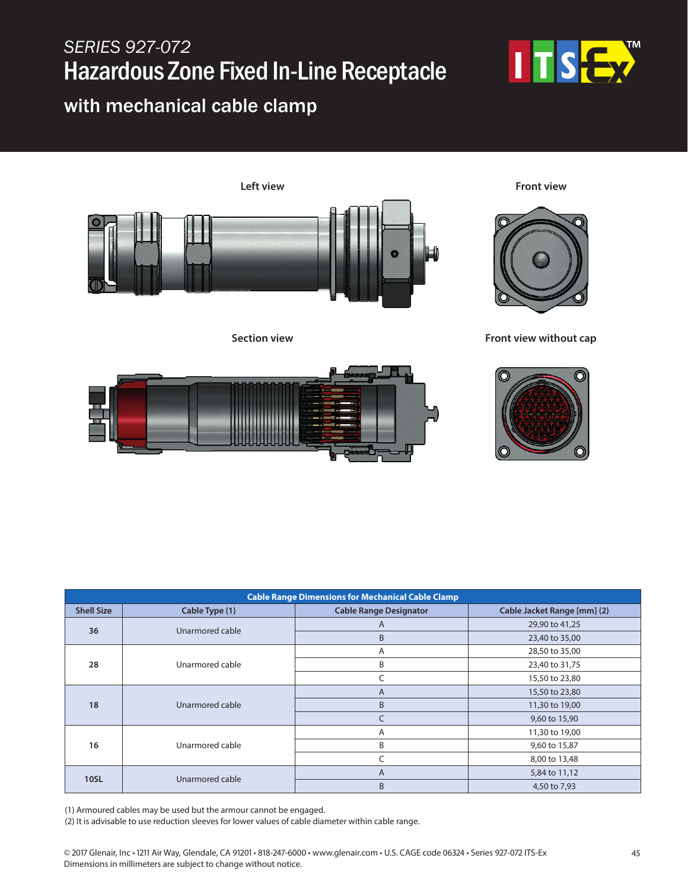# SERIES 927-072

# Hazardous Zone Fixed In-Line Receptacle

## with mechanical cable clamp

Left view

Front view

Section view

Front view without cap

| Cable Range Dimensions for Mechanical Cable Clamp | | | |
|---|---|---|---|
| **Shell Size** | **Cable Type (1)** | **Cable Range Designator** | **Cable Jacket Range [mm] (2)** |
| **36** | Unarmored cable | A | 29,90 to 41,25 |
| | | B | 23,40 to 35,00 |
| **28** | Unarmored cable | A | 28,50 to 35,00 |
| | | B | 23,40 to 31,75 |
| | | C | 15,50 to 23,80 |
| **18** | Unarmored cable | A | 15,50 to 23,80 |
| | | B | 11,30 to 19,00 |
| | | C | 9,60 to 15,90 |
| **16** | Unarmored cable | A | 11,30 to 19,00 |
| | | B | 9,60 to 15,87 |
| | | C | 8,00 to 13,48 |
| **10SL** | Unarmored cable | A | 5,84 to 11,12 |
| | | B | 4,50 to 7,93 |

(1) Armoured cables may be used but the armour cannot be engaged.
(2) It is advisable to use reduction sleeves for lower values of cable diameter within cable range.

© 2017 Glenair, Inc • 1211 Air Way, Glendale, CA 91201 • 818-247-6000 • www.glenair.com • U.S. CAGE code 06324 • Series 927-072 ITS-Ex
Dimensions in millimeters are subject to change without notice.